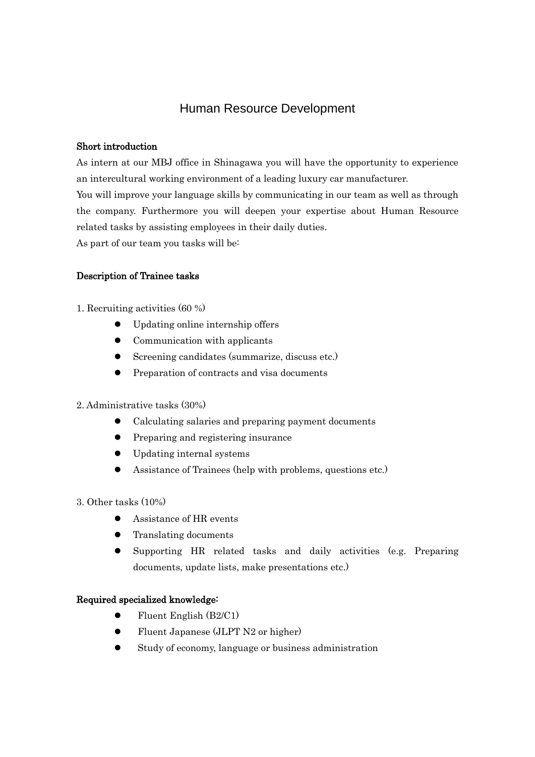# Human Resource Development

**Short introduction**

As intern at our MBJ office in Shinagawa you will have the opportunity to experience an intercultural working environment of a leading luxury car manufacturer.

You will improve your language skills by communicating in our team as well as through the company. Furthermore you will deepen your expertise about Human Resource related tasks by assisting employees in their daily duties.

As part of our team you tasks will be:

**Description of Trainee tasks**

1. Recruiting activities (60 %)
   - Updating online internship offers
   - Communication with applicants
   - Screening candidates (summarize, discuss etc.)
   - Preparation of contracts and visa documents

2. Administrative tasks (30%)
   - Calculating salaries and preparing payment documents
   - Preparing and registering insurance
   - Updating internal systems
   - Assistance of Trainees (help with problems, questions etc.)

3. Other tasks (10%)
   - Assistance of HR events
   - Translating documents
   - Supporting HR related tasks and daily activities (e.g. Preparing documents, update lists, make presentations etc.)

**Required specialized knowledge:**

- Fluent English (B2/C1)
- Fluent Japanese (JLPT N2 or higher)
- Study of economy, language or business administration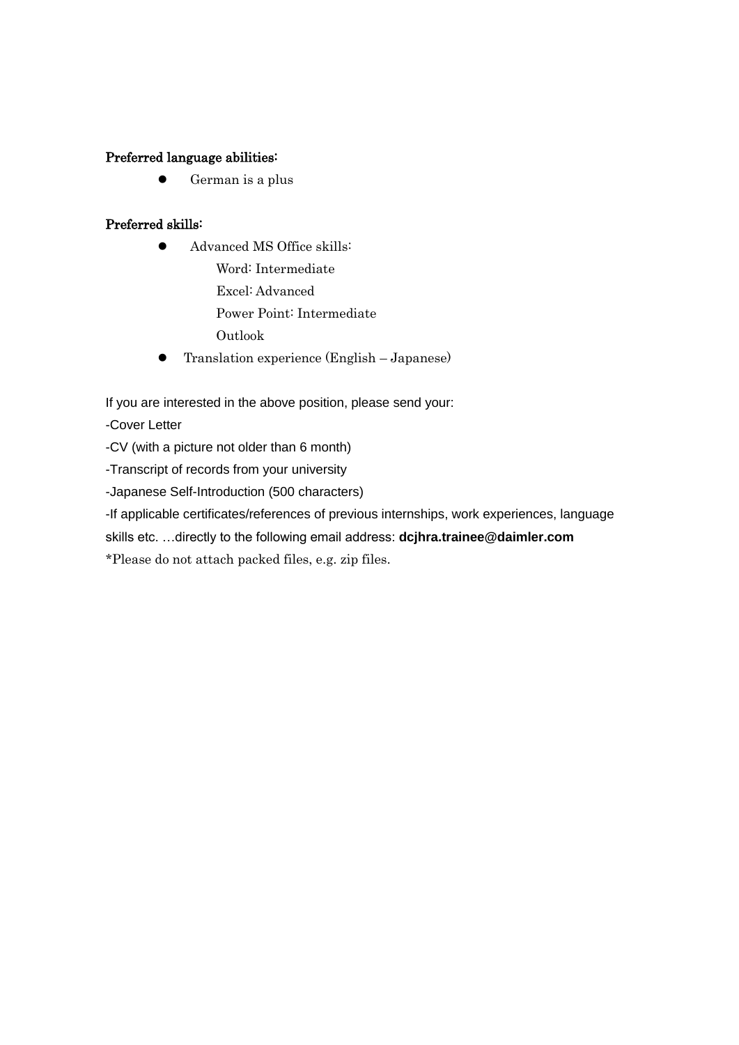**Preferred language abilities:**

- German is a plus

**Preferred skills:**

- Advanced MS Office skills:
  - Word: Intermediate
  - Excel: Advanced
  - Power Point: Intermediate
  - Outlook
- Translation experience (English – Japanese)

If you are interested in the above position, please send your:

-Cover Letter

-CV (with a picture not older than 6 month)

-Transcript of records from your university

-Japanese Self-Introduction (500 characters)

-If applicable certificates/references of previous internships, work experiences, language skills etc. …directly to the following email address: **dcjhra.trainee@daimler.com**

*Please do not attach packed files, e.g. zip files.